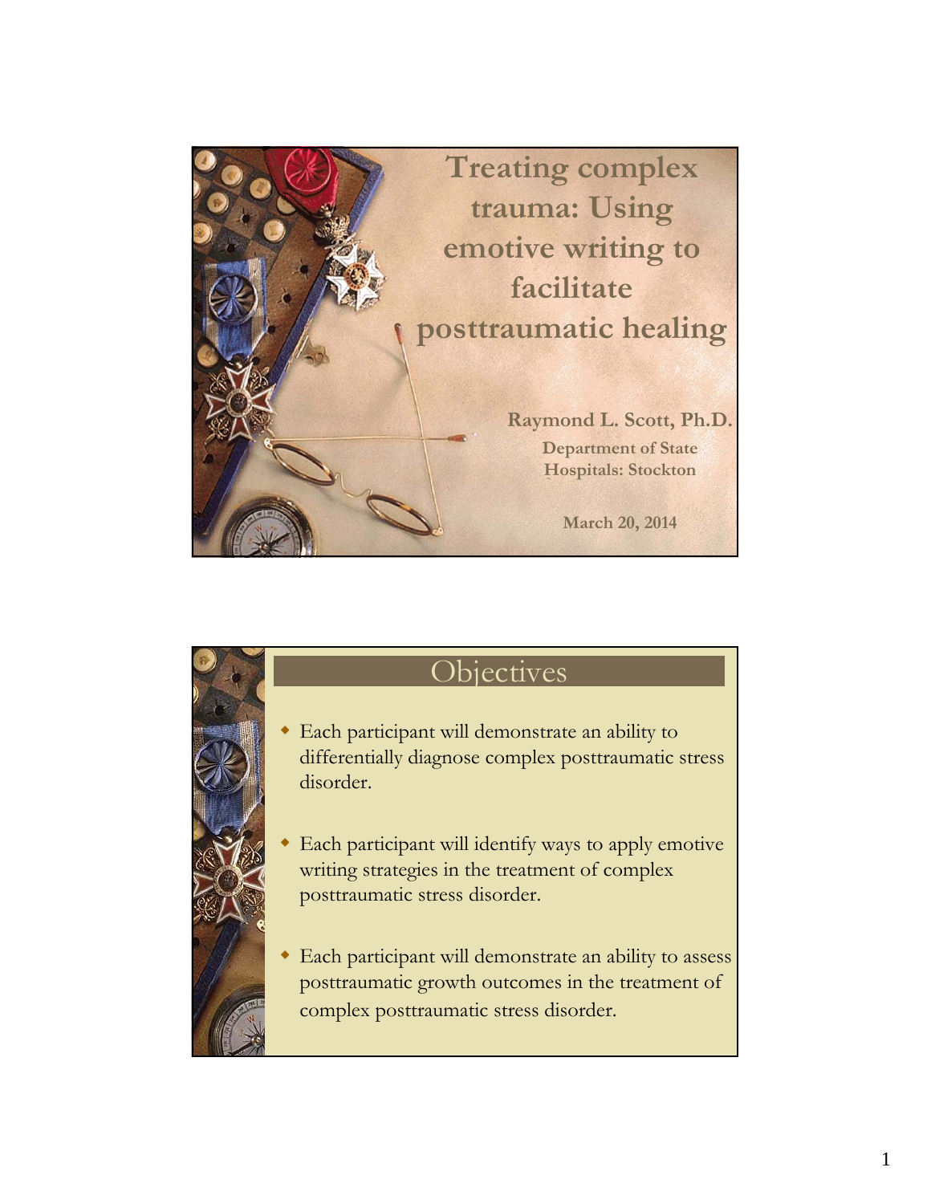# Treating complex trauma: Using emotive writing to facilitate posttraumatic healing

**Raymond L. Scott, Ph.D.**

**Department of State Hospitals: Stockton**

**March 20, 2014**

## Objectives

- Each participant will demonstrate an ability to differentially diagnose complex posttraumatic stress disorder.
- Each participant will identify ways to apply emotive writing strategies in the treatment of complex posttraumatic stress disorder.
- Each participant will demonstrate an ability to assess posttraumatic growth outcomes in the treatment of complex posttraumatic stress disorder.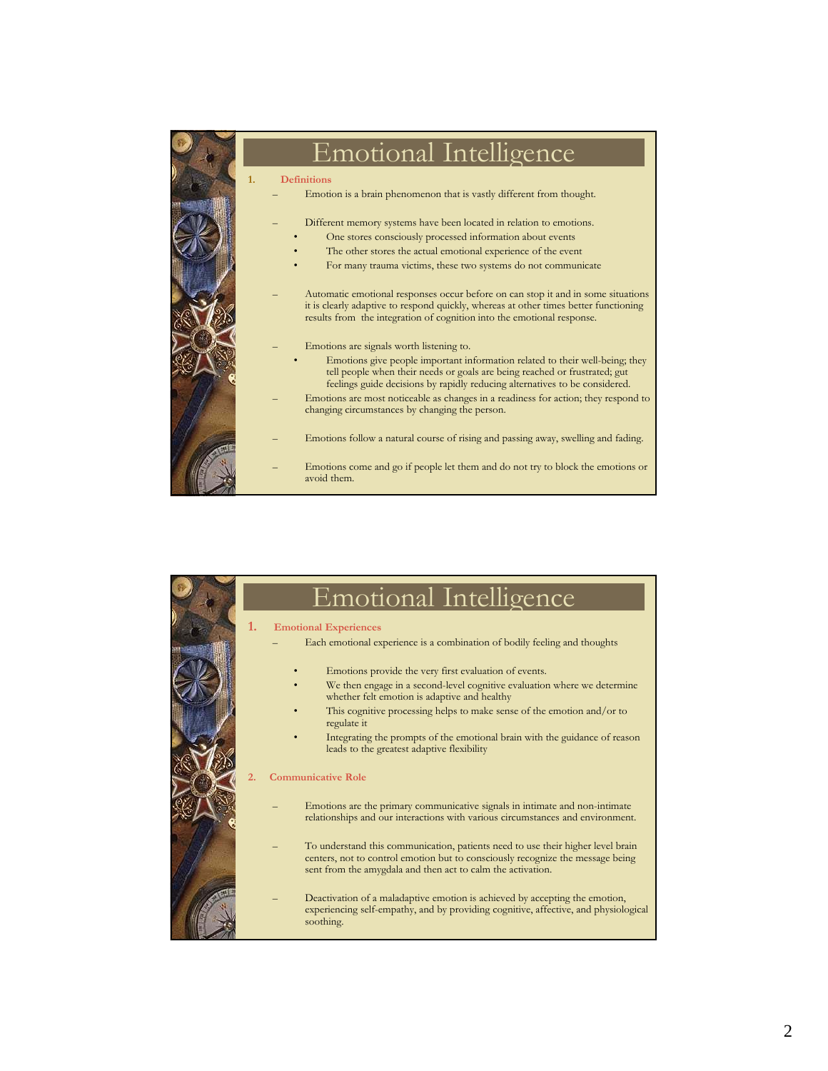# Emotional Intelligence

1. **Definitions**
   - Emotion is a brain phenomenon that is vastly different from thought.
   - Different memory systems have been located in relation to emotions.
     - One stores consciously processed information about events
     - The other stores the actual emotional experience of the event
     - For many trauma victims, these two systems do not communicate
   - Automatic emotional responses occur before on can stop it and in some situations it is clearly adaptive to respond quickly, whereas at other times better functioning results from the integration of cognition into the emotional response.
   - Emotions are signals worth listening to.
     - Emotions give people important information related to their well-being; they tell people when their needs or goals are being reached or frustrated; gut feelings guide decisions by rapidly reducing alternatives to be considered.
   - Emotions are most noticeable as changes in a readiness for action; they respond to changing circumstances by changing the person.
   - Emotions follow a natural course of rising and passing away, swelling and fading.
   - Emotions come and go if people let them and do not try to block the emotions or avoid them.

# Emotional Intelligence

1. **Emotional Experiences**
   - Each emotional experience is a combination of bodily feeling and thoughts
     - Emotions provide the very first evaluation of events.
     - We then engage in a second-level cognitive evaluation where we determine whether felt emotion is adaptive and healthy
     - This cognitive processing helps to make sense of the emotion and/or to regulate it
     - Integrating the prompts of the emotional brain with the guidance of reason leads to the greatest adaptive flexibility

2. **Communicative Role**
   - Emotions are the primary communicative signals in intimate and non-intimate relationships and our interactions with various circumstances and environment.
   - To understand this communication, patients need to use their higher level brain centers, not to control emotion but to consciously recognize the message being sent from the amygdala and then act to calm the activation.
   - Deactivation of a maladaptive emotion is achieved by accepting the emotion, experiencing self-empathy, and by providing cognitive, affective, and physiological soothing.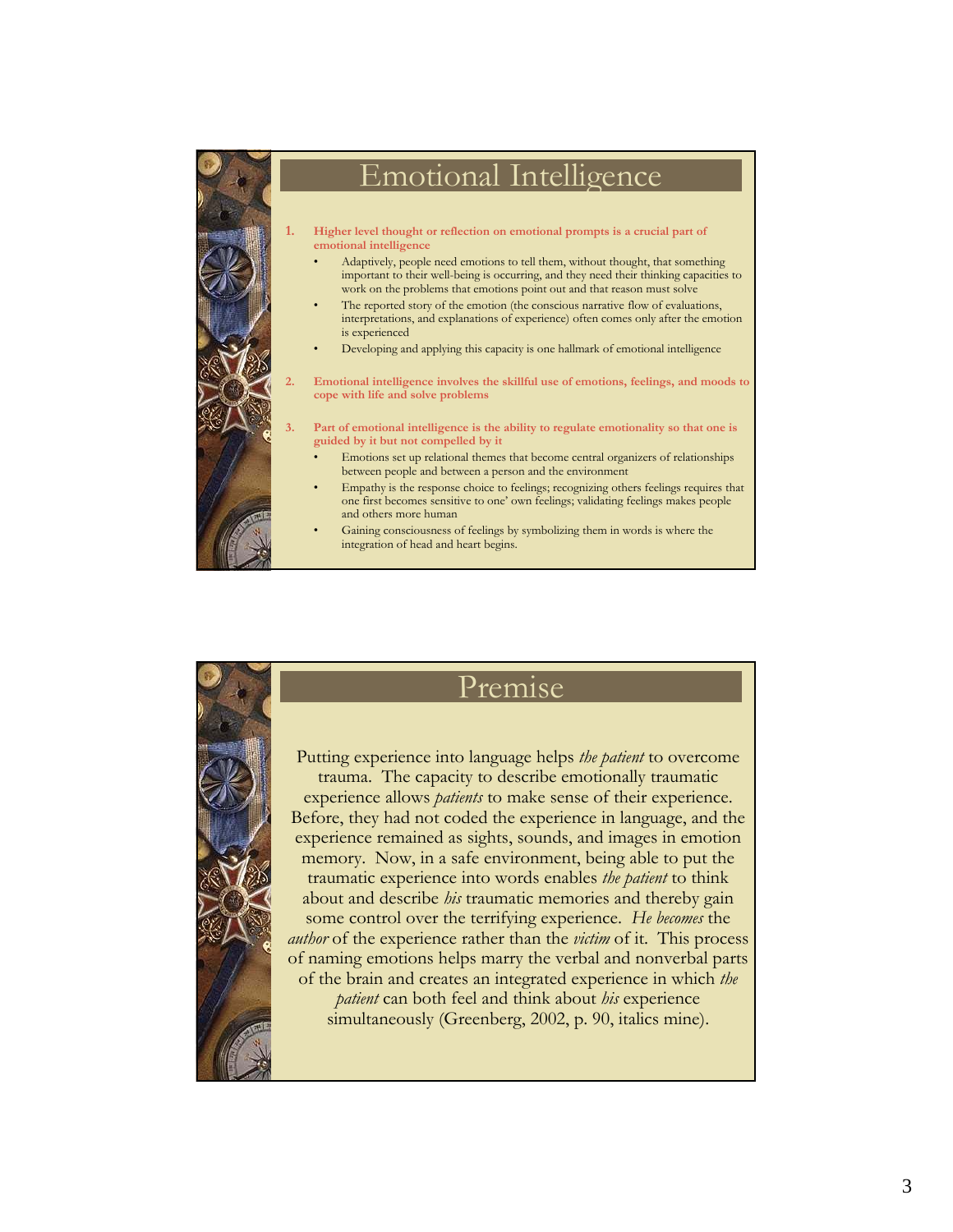# Emotional Intelligence

1. **Higher level thought or reflection on emotional prompts is a crucial part of emotional intelligence**
   - Adaptively, people need emotions to tell them, without thought, that something important to their well-being is occurring, and they need their thinking capacities to work on the problems that emotions point out and that reason must solve
   - The reported story of the emotion (the conscious narrative flow of evaluations, interpretations, and explanations of experience) often comes only after the emotion is experienced
   - Developing and applying this capacity is one hallmark of emotional intelligence

2. **Emotional intelligence involves the skillful use of emotions, feelings, and moods to cope with life and solve problems**

3. **Part of emotional intelligence is the ability to regulate emotionality so that one is guided by it but not compelled by it**
   - Emotions set up relational themes that become central organizers of relationships between people and between a person and the environment
   - Empathy is the response choice to feelings; recognizing others feelings requires that one first becomes sensitive to one' own feelings; validating feelings makes people and others more human
   - Gaining consciousness of feelings by symbolizing them in words is where the integration of head and heart begins.

# Premise

Putting experience into language helps *the patient* to overcome trauma. The capacity to describe emotionally traumatic experience allows *patients* to make sense of their experience. Before, they had not coded the experience in language, and the experience remained as sights, sounds, and images in emotion memory. Now, in a safe environment, being able to put the traumatic experience into words enables *the patient* to think about and describe *his* traumatic memories and thereby gain some control over the terrifying experience. *He becomes* the *author* of the experience rather than the *victim* of it. This process of naming emotions helps marry the verbal and nonverbal parts of the brain and creates an integrated experience in which *the patient* can both feel and think about *his* experience simultaneously (Greenberg, 2002, p. 90, italics mine).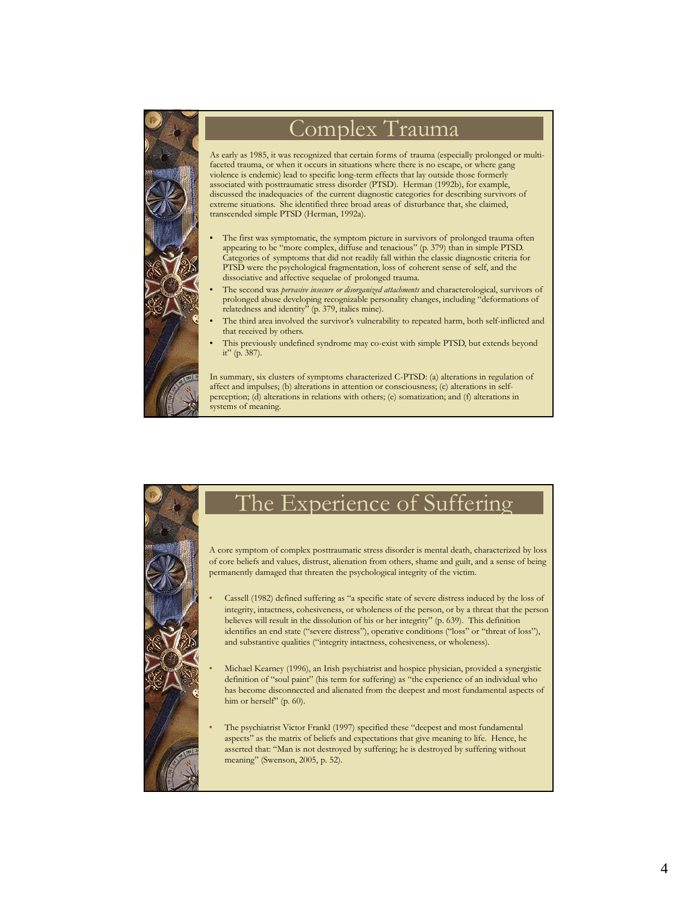# Complex Trauma

As early as 1985, it was recognized that certain forms of trauma (especially prolonged or multi-faceted trauma, or when it occurs in situations where there is no escape, or where gang violence is endemic) lead to specific long-term effects that lay outside those formerly associated with posttraumatic stress disorder (PTSD). Herman (1992b), for example, discussed the inadequacies of the current diagnostic categories for describing survivors of extreme situations. She identified three broad areas of disturbance that, she claimed, transcended simple PTSD (Herman, 1992a).

- The first was symptomatic, the symptom picture in survivors of prolonged trauma often appearing to be "more complex, diffuse and tenacious" (p. 379) than in simple PTSD. Categories of symptoms that did not readily fall within the classic diagnostic criteria for PTSD were the psychological fragmentation, loss of coherent sense of self, and the dissociative and affective sequelae of prolonged trauma.
- The second was *pervasive insecure or disorganized attachments* and characterological, survivors of prolonged abuse developing recognizable personality changes, including "deformations of relatedness and identity" (p. 379, italics mine).
- The third area involved the survivor's vulnerability to repeated harm, both self-inflicted and that received by others.
- This previously undefined syndrome may co-exist with simple PTSD, but extends beyond it" (p. 387).

In summary, six clusters of symptoms characterized C-PTSD: (a) alterations in regulation of affect and impulses; (b) alterations in attention or consciousness; (c) alterations in self-perception; (d) alterations in relations with others; (e) somatization; and (f) alterations in systems of meaning.

# The Experience of Suffering

A core symptom of complex posttraumatic stress disorder is mental death, characterized by loss of core beliefs and values, distrust, alienation from others, shame and guilt, and a sense of being permanently damaged that threaten the psychological integrity of the victim.

- Cassell (1982) defined suffering as "a specific state of severe distress induced by the loss of integrity, intactness, cohesiveness, or wholeness of the person, or by a threat that the person believes will result in the dissolution of his or her integrity" (p. 639). This definition identifies an end state ("severe distress"), operative conditions ("loss" or "threat of loss"), and substantive qualities ("integrity intactness, cohesiveness, or wholeness).

- Michael Kearney (1996), an Irish psychiatrist and hospice physician, provided a synergistic definition of "soul paint" (his term for suffering) as "the experience of an individual who has become disconnected and alienated from the deepest and most fundamental aspects of him or herself" (p. 60).

- The psychiatrist Victor Frankl (1997) specified these "deepest and most fundamental aspects" as the matrix of beliefs and expectations that give meaning to life. Hence, he asserted that: "Man is not destroyed by suffering; he is destroyed by suffering without meaning" (Swenson, 2005, p. 52).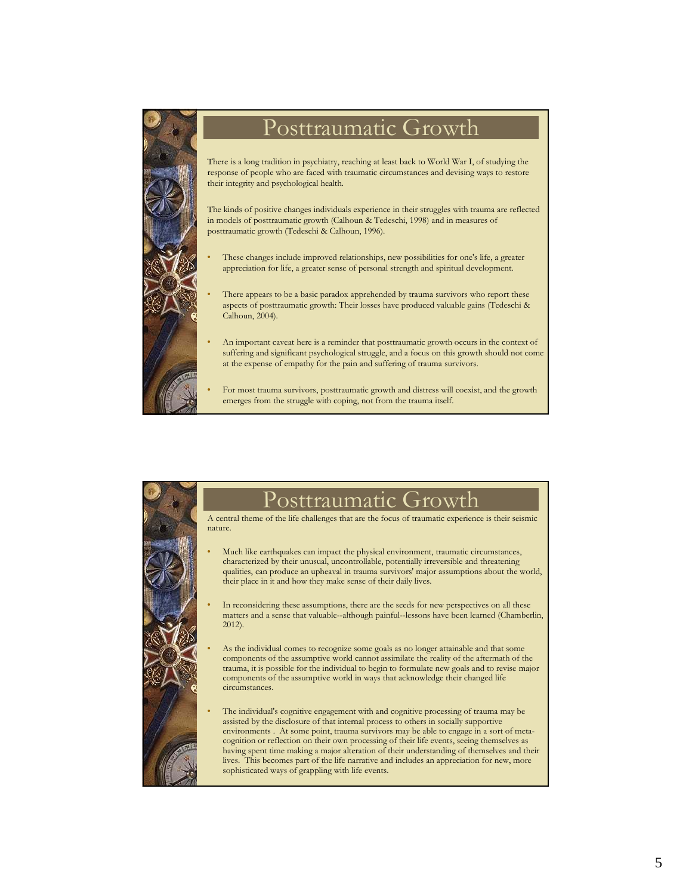## Posttraumatic Growth

There is a long tradition in psychiatry, reaching at least back to World War I, of studying the response of people who are faced with traumatic circumstances and devising ways to restore their integrity and psychological health.

The kinds of positive changes individuals experience in their struggles with trauma are reflected in models of posttraumatic growth (Calhoun & Tedeschi, 1998) and in measures of posttraumatic growth (Tedeschi & Calhoun, 1996).

- These changes include improved relationships, new possibilities for one's life, a greater appreciation for life, a greater sense of personal strength and spiritual development.
- There appears to be a basic paradox apprehended by trauma survivors who report these aspects of posttraumatic growth: Their losses have produced valuable gains (Tedeschi & Calhoun, 2004).
- An important caveat here is a reminder that posttraumatic growth occurs in the context of suffering and significant psychological struggle, and a focus on this growth should not come at the expense of empathy for the pain and suffering of trauma survivors.
- For most trauma survivors, posttraumatic growth and distress will coexist, and the growth emerges from the struggle with coping, not from the trauma itself.

## Posttraumatic Growth

A central theme of the life challenges that are the focus of traumatic experience is their seismic nature.

- Much like earthquakes can impact the physical environment, traumatic circumstances, characterized by their unusual, uncontrollable, potentially irreversible and threatening qualities, can produce an upheaval in trauma survivors' major assumptions about the world, their place in it and how they make sense of their daily lives.
- In reconsidering these assumptions, there are the seeds for new perspectives on all these matters and a sense that valuable--although painful--lessons have been learned (Chamberlin, 2012).
- As the individual comes to recognize some goals as no longer attainable and that some components of the assumptive world cannot assimilate the reality of the aftermath of the trauma, it is possible for the individual to begin to formulate new goals and to revise major components of the assumptive world in ways that acknowledge their changed life circumstances.
- The individual's cognitive engagement with and cognitive processing of trauma may be assisted by the disclosure of that internal process to others in socially supportive environments . At some point, trauma survivors may be able to engage in a sort of meta-cognition or reflection on their own processing of their life events, seeing themselves as having spent time making a major alteration of their understanding of themselves and their lives. This becomes part of the life narrative and includes an appreciation for new, more sophisticated ways of grappling with life events.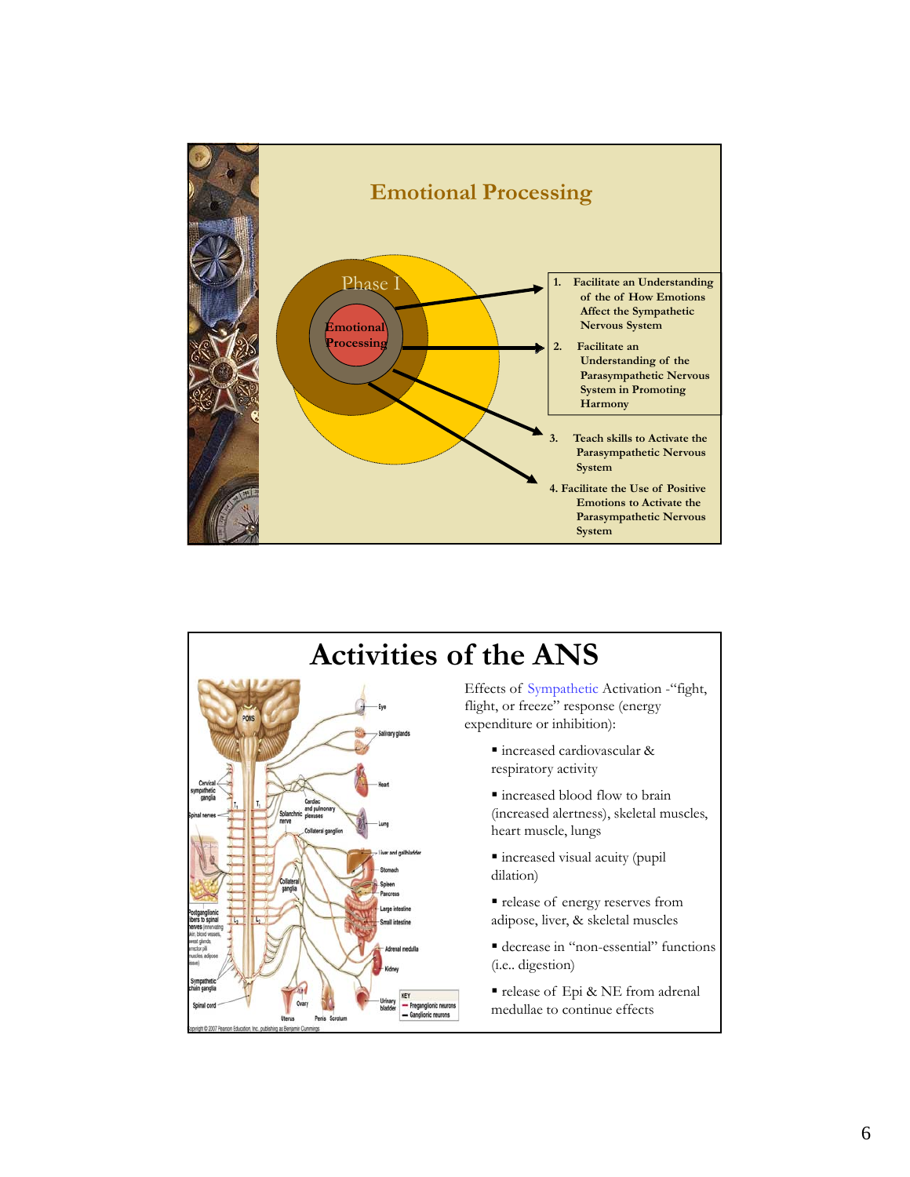## Emotional Processing

Phase I

Emotional Processing

1. Facilitate an Understanding of the of How Emotions Affect the Sympathetic Nervous System
2. Facilitate an Understanding of the Parasympathetic Nervous System in Promoting Harmony
3. Teach skills to Activate the Parasympathetic Nervous System
4. Facilitate the Use of Positive Emotions to Activate the Parasympathetic Nervous System

## Activities of the ANS

Effects of Sympathetic Activation -"fight, flight, or freeze" response (energy expenditure or inhibition):

- increased cardiovascular & respiratory activity
- increased blood flow to brain (increased alertness), skeletal muscles, heart muscle, lungs
- increased visual acuity (pupil dilation)
- release of energy reserves from adipose, liver, & skeletal muscles
- decrease in "non-essential" functions (i.e.. digestion)
- release of Epi & NE from adrenal medullae to continue effects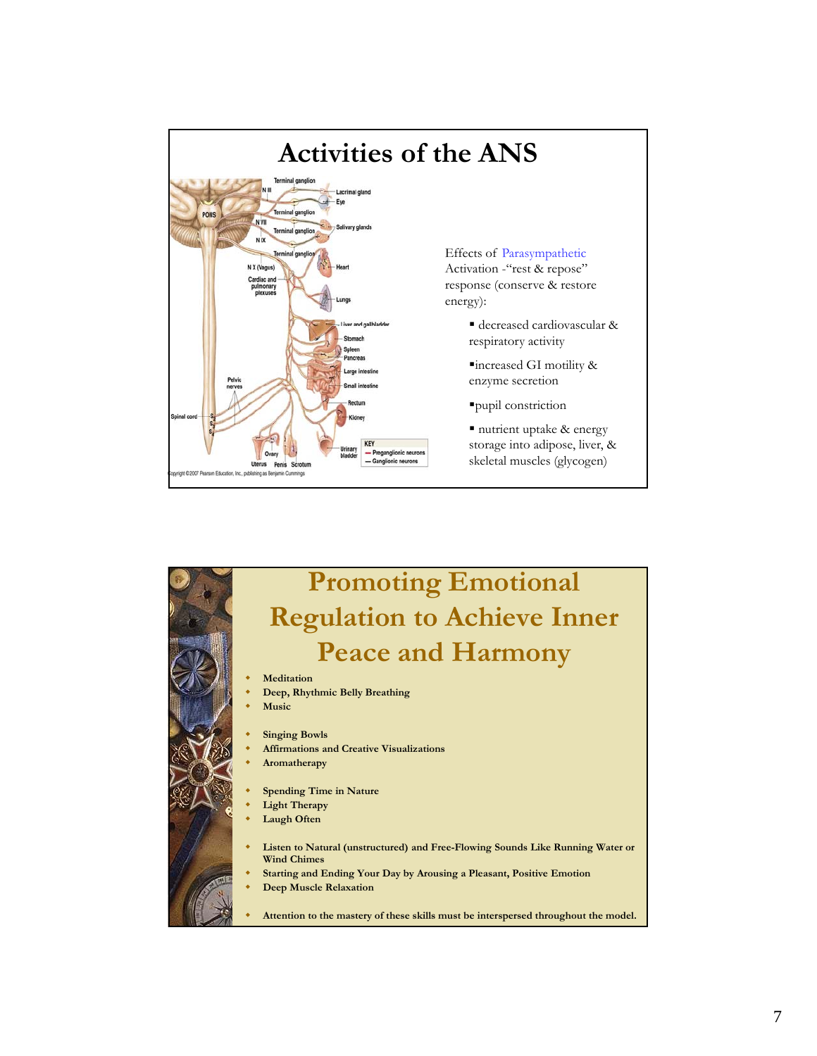# Activities of the ANS

Terminal ganglion
N III
Lacrimal gland
Eye
PONS
Terminal ganglion
N VII
Terminal ganglion
Salivary glands
N IX
Terminal ganglion
N X (Vagus)
Heart
Cardiac and pulmonary plexuses
Lungs
Liver and gallbladder
Stomach
Spleen
Pancreas
Large intestine
Pelvic nerves
Small intestine
Rectum
Spinal cord
S2
S3
S4
Kidney
Ovary
Urinary bladder
Uterus
Penis
Scrotum
KEY
Preganglionic neurons
Ganglionic neurons
Copyright ©2007 Pearson Education, Inc., publishing as Benjamin Cummings

Effects of Parasympathetic Activation -"rest & repose" response (conserve & restore energy):

- decreased cardiovascular & respiratory activity
- increased GI motility & enzyme secretion
- pupil constriction
- nutrient uptake & energy storage into adipose, liver, & skeletal muscles (glycogen)

# Promoting Emotional Regulation to Achieve Inner Peace and Harmony

- **Meditation**
- **Deep, Rhythmic Belly Breathing**
- **Music**
- **Singing Bowls**
- **Affirmations and Creative Visualizations**
- **Aromatherapy**
- **Spending Time in Nature**
- **Light Therapy**
- **Laugh Often**
- **Listen to Natural (unstructured) and Free-Flowing Sounds Like Running Water or Wind Chimes**
- **Starting and Ending Your Day by Arousing a Pleasant, Positive Emotion**
- **Deep Muscle Relaxation**
- **Attention to the mastery of these skills must be interspersed throughout the model.**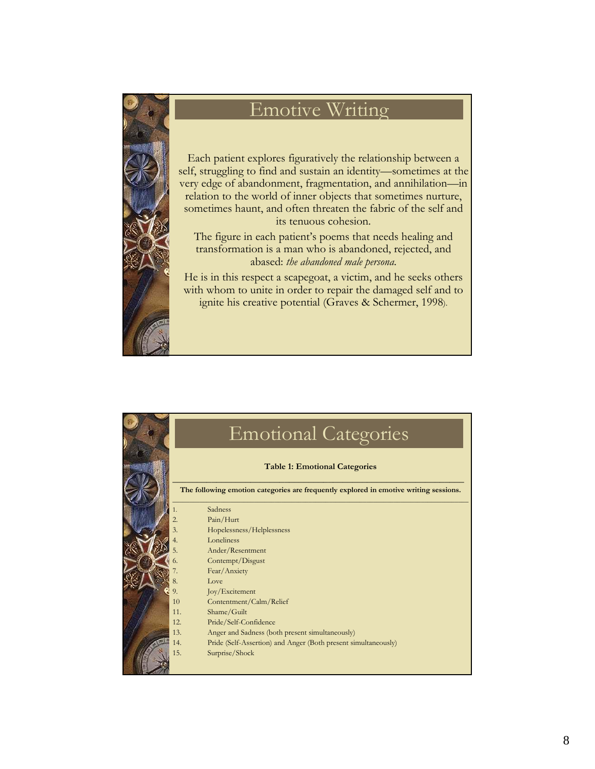## Emotive Writing

Each patient explores figuratively the relationship between a self, struggling to find and sustain an identity—sometimes at the very edge of abandonment, fragmentation, and annihilation—in relation to the world of inner objects that sometimes nurture, sometimes haunt, and often threaten the fabric of the self and its tenuous cohesion.

The figure in each patient's poems that needs healing and transformation is a man who is abandoned, rejected, and abased: *the abandoned male persona.*

He is in this respect a scapegoat, a victim, and he seeks others with whom to unite in order to repair the damaged self and to ignite his creative potential (Graves & Schermer, 1998).

## Emotional Categories

**Table 1: Emotional Categories**

**The following emotion categories are frequently explored in emotive writing sessions.**

1. Sadness
2. Pain/Hurt
3. Hopelessness/Helplessness
4. Loneliness
5. Ander/Resentment
6. Contempt/Disgust
7. Fear/Anxiety
8. Love
9. Joy/Excitement
10. Contentment/Calm/Relief
11. Shame/Guilt
12. Pride/Self-Confidence
13. Anger and Sadness (both present simultaneously)
14. Pride (Self-Assertion) and Anger (Both present simultaneously)
15. Surprise/Shock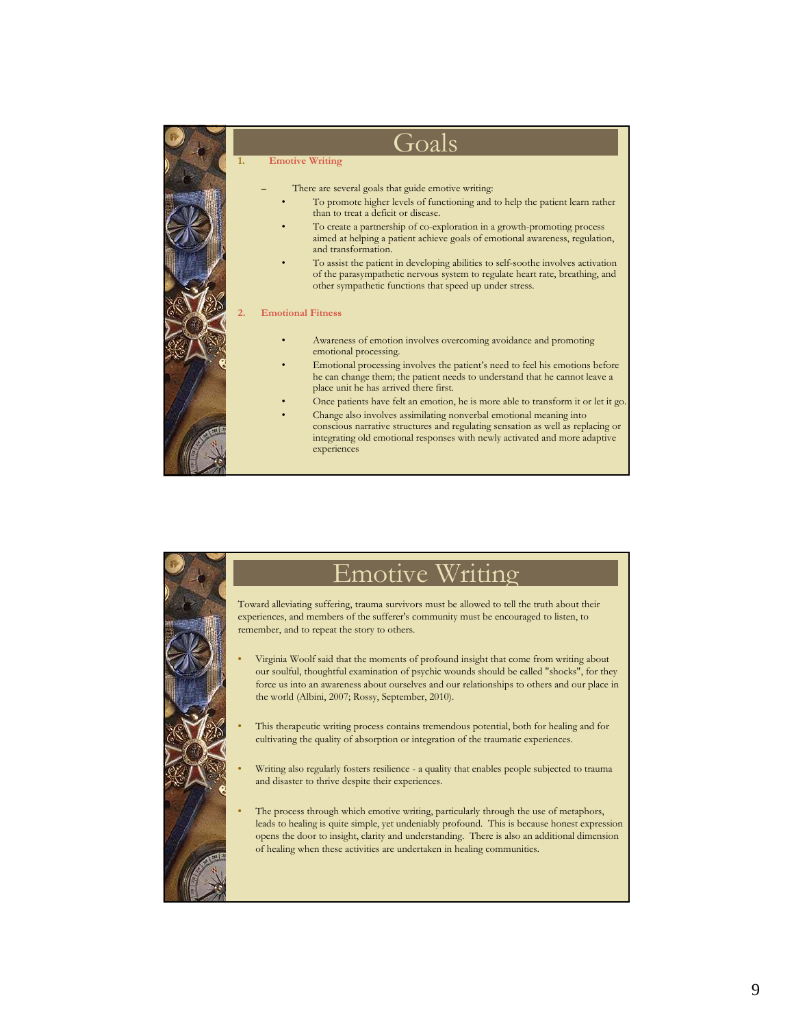# Goals

1. **Emotive Writing**

   - There are several goals that guide emotive writing:
     - To promote higher levels of functioning and to help the patient learn rather than to treat a deficit or disease.
     - To create a partnership of co-exploration in a growth-promoting process aimed at helping a patient achieve goals of emotional awareness, regulation, and transformation.
     - To assist the patient in developing abilities to self-soothe involves activation of the parasympathetic nervous system to regulate heart rate, breathing, and other sympathetic functions that speed up under stress.

2. **Emotional Fitness**

   - Awareness of emotion involves overcoming avoidance and promoting emotional processing.
   - Emotional processing involves the patient's need to feel his emotions before he can change them; the patient needs to understand that he cannot leave a place unit he has arrived there first.
   - Once patients have felt an emotion, he is more able to transform it or let it go.
   - Change also involves assimilating nonverbal emotional meaning into conscious narrative structures and regulating sensation as well as replacing or integrating old emotional responses with newly activated and more adaptive experiences

# Emotive Writing

Toward alleviating suffering, trauma survivors must be allowed to tell the truth about their experiences, and members of the sufferer's community must be encouraged to listen, to remember, and to repeat the story to others.

- Virginia Woolf said that the moments of profound insight that come from writing about our soulful, thoughtful examination of psychic wounds should be called "shocks", for they force us into an awareness about ourselves and our relationships to others and our place in the world (Albini, 2007; Rossy, September, 2010).

- This therapeutic writing process contains tremendous potential, both for healing and for cultivating the quality of absorption or integration of the traumatic experiences.

- Writing also regularly fosters resilience - a quality that enables people subjected to trauma and disaster to thrive despite their experiences.

- The process through which emotive writing, particularly through the use of metaphors, leads to healing is quite simple, yet undeniably profound. This is because honest expression opens the door to insight, clarity and understanding. There is also an additional dimension of healing when these activities are undertaken in healing communities.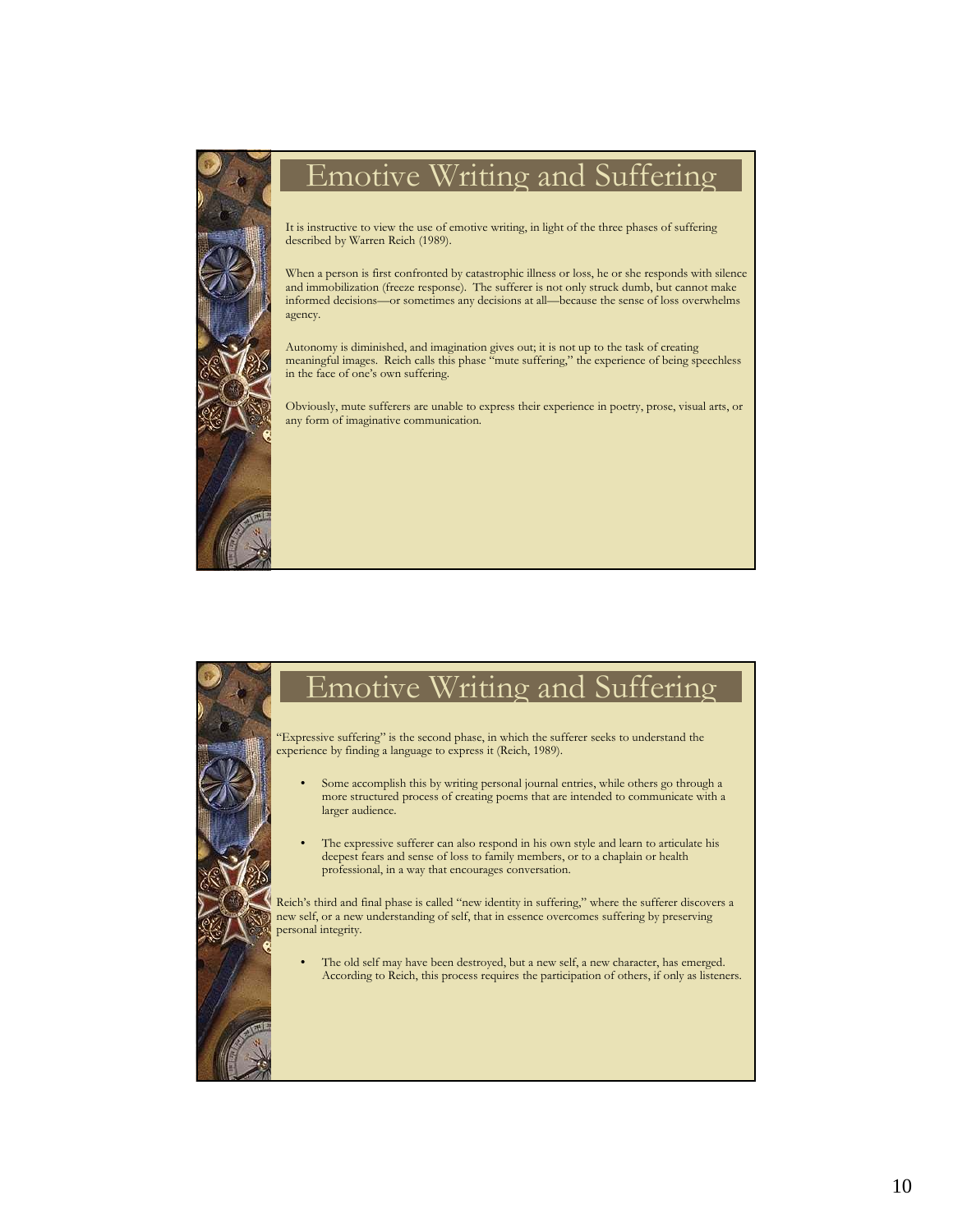## Emotive Writing and Suffering

It is instructive to view the use of emotive writing, in light of the three phases of suffering described by Warren Reich (1989).

When a person is first confronted by catastrophic illness or loss, he or she responds with silence and immobilization (freeze response). The sufferer is not only struck dumb, but cannot make informed decisions—or sometimes any decisions at all—because the sense of loss overwhelms agency.

Autonomy is diminished, and imagination gives out; it is not up to the task of creating meaningful images. Reich calls this phase "mute suffering," the experience of being speechless in the face of one's own suffering.

Obviously, mute sufferers are unable to express their experience in poetry, prose, visual arts, or any form of imaginative communication.

## Emotive Writing and Suffering

"Expressive suffering" is the second phase, in which the sufferer seeks to understand the experience by finding a language to express it (Reich, 1989).

- Some accomplish this by writing personal journal entries, while others go through a more structured process of creating poems that are intended to communicate with a larger audience.
- The expressive sufferer can also respond in his own style and learn to articulate his deepest fears and sense of loss to family members, or to a chaplain or health professional, in a way that encourages conversation.

Reich's third and final phase is called "new identity in suffering," where the sufferer discovers a new self, or a new understanding of self, that in essence overcomes suffering by preserving personal integrity.

- The old self may have been destroyed, but a new self, a new character, has emerged. According to Reich, this process requires the participation of others, if only as listeners.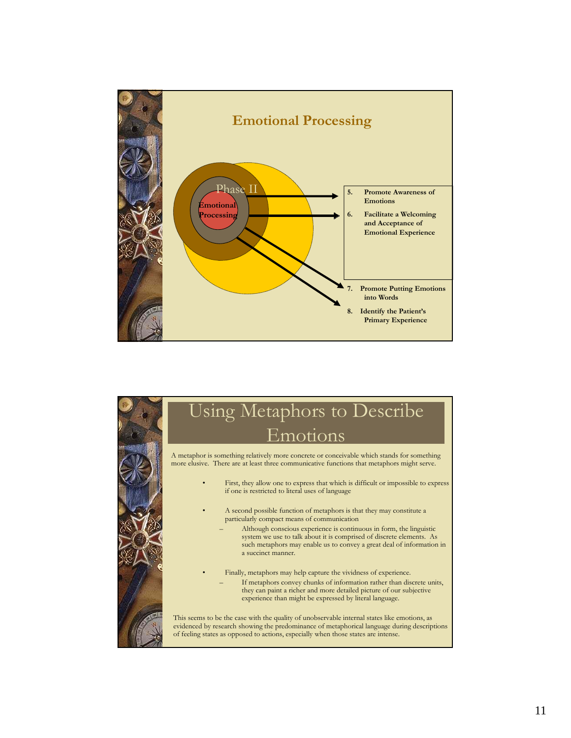## Emotional Processing

Phase II

Emotional Processing

5. Promote Awareness of Emotions
6. Facilitate a Welcoming and Acceptance of Emotional Experience
7. Promote Putting Emotions into Words
8. Identify the Patient's Primary Experience

## Using Metaphors to Describe Emotions

A metaphor is something relatively more concrete or conceivable which stands for something more elusive. There are at least three communicative functions that metaphors might serve.

- First, they allow one to express that which is difficult or impossible to express if one is restricted to literal uses of language
- A second possible function of metaphors is that they may constitute a particularly compact means of communication
  - Although conscious experience is continuous in form, the linguistic system we use to talk about it is comprised of discrete elements. As such metaphors may enable us to convey a great deal of information in a succinct manner.
- Finally, metaphors may help capture the vividness of experience.
  - If metaphors convey chunks of information rather than discrete units, they can paint a richer and more detailed picture of our subjective experience than might be expressed by literal language.

This seems to be the case with the quality of unobservable internal states like emotions, as evidenced by research showing the predominance of metaphorical language during descriptions of feeling states as opposed to actions, especially when those states are intense.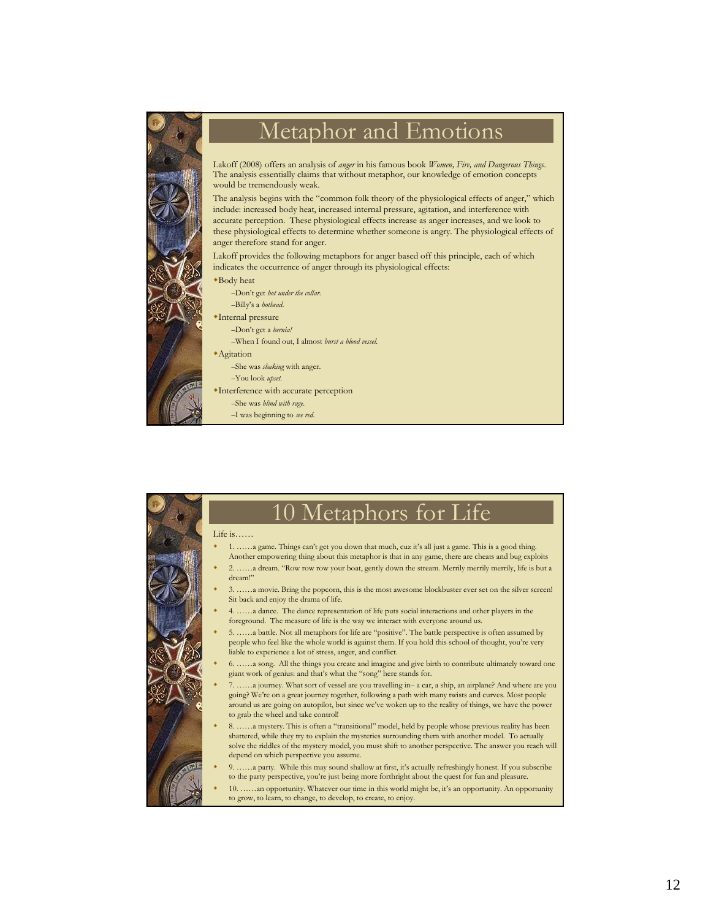# Metaphor and Emotions

Lakoff (2008) offers an analysis of *anger* in his famous book *Women, Fire, and Dangerous Things*. The analysis essentially claims that without metaphor, our knowledge of emotion concepts would be tremendously weak.

The analysis begins with the "common folk theory of the physiological effects of anger," which include: increased body heat, increased internal pressure, agitation, and interference with accurate perception. These physiological effects increase as anger increases, and we look to these physiological effects to determine whether someone is angry. The physiological effects of anger therefore stand for anger.

Lakoff provides the following metaphors for anger based off this principle, each of which indicates the occurrence of anger through its physiological effects:

- Body heat
  - Don't get *hot under the collar.*
  - Billy's a *hothead.*
- Internal pressure
  - Don't get a *hernia!*
  - When I found out, I almost *burst a blood vessel.*
- Agitation
  - She was *shaking* with anger.
  - You look *upset.*
- Interference with accurate perception
  - She was *blind with rage.*
  - I was beginning to *see red.*

# 10 Metaphors for Life

Life is……

- 1. ……a game. Things can't get you down that much, cuz it's all just a game. This is a good thing. Another empowering thing about this metaphor is that in any game, there are cheats and bug exploits
- 2. ……a dream. "Row row row your boat, gently down the stream. Merrily merrily merrily, life is but a dream!"
- 3. ……a movie. Bring the popcorn, this is the most awesome blockbuster ever set on the silver screen! Sit back and enjoy the drama of life.
- 4. ……a dance. The dance representation of life puts social interactions and other players in the foreground. The measure of life is the way we interact with everyone around us.
- 5. ……a battle. Not all metaphors for life are "positive". The battle perspective is often assumed by people who feel like the whole world is against them. If you hold this school of thought, you're very liable to experience a lot of stress, anger, and conflict.
- 6. ……a song. All the things you create and imagine and give birth to contribute ultimately toward one giant work of genius: and that's what the "song" here stands for.
- 7. ……a journey. What sort of vessel are you travelling in– a car, a ship, an airplane? And where are you going? We're on a great journey together, following a path with many twists and curves. Most people around us are going on autopilot, but since we've woken up to the reality of things, we have the power to grab the wheel and take control!
- 8. ……a mystery. This is often a "transitional" model, held by people whose previous reality has been shattered, while they try to explain the mysteries surrounding them with another model. To actually solve the riddles of the mystery model, you must shift to another perspective. The answer you reach will depend on which perspective you assume.
- 9. ……a party. While this may sound shallow at first, it's actually refreshingly honest. If you subscribe to the party perspective, you're just being more forthright about the quest for fun and pleasure.
- 10. ……an opportunity. Whatever our time in this world might be, it's an opportunity. An opportunity to grow, to learn, to change, to develop, to create, to enjoy.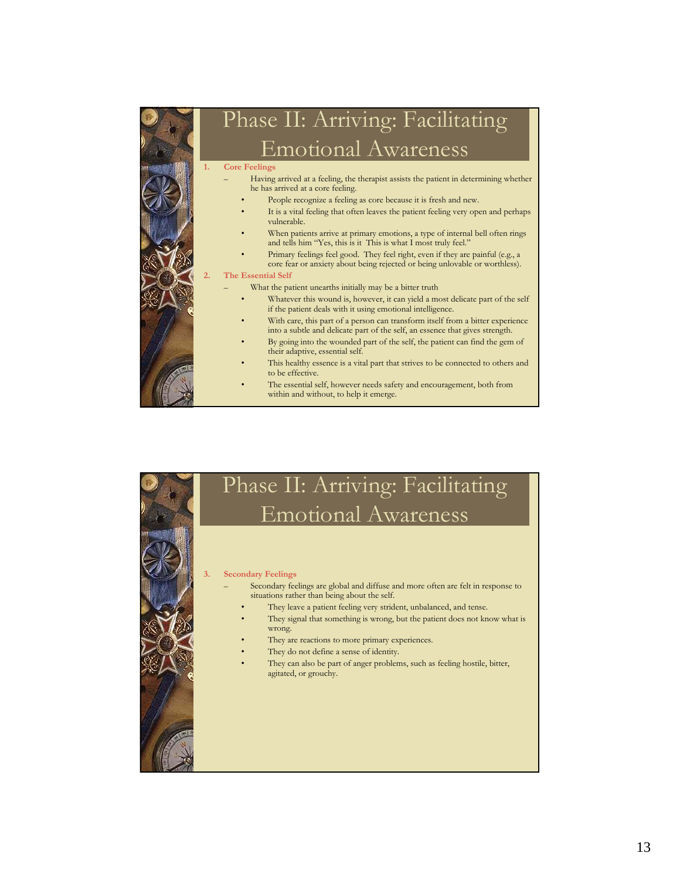# Phase II: Arriving: Facilitating Emotional Awareness

1. **Core Feelings**
   - Having arrived at a feeling, the therapist assists the patient in determining whether he has arrived at a core feeling.
     - People recognize a feeling as core because it is fresh and new.
     - It is a vital feeling that often leaves the patient feeling very open and perhaps vulnerable.
     - When patients arrive at primary emotions, a type of internal bell often rings and tells him "Yes, this is it This is what I most truly feel."
     - Primary feelings feel good. They feel right, even if they are painful (e.g., a core fear or anxiety about being rejected or being unlovable or worthless).
2. **The Essential Self**
   - What the patient unearths initially may be a bitter truth
     - Whatever this wound is, however, it can yield a most delicate part of the self if the patient deals with it using emotional intelligence.
     - With care, this part of a person can transform itself from a bitter experience into a subtle and delicate part of the self, an essence that gives strength.
     - By going into the wounded part of the self, the patient can find the gem of their adaptive, essential self.
     - This healthy essence is a vital part that strives to be connected to others and to be effective.
     - The essential self, however needs safety and encouragement, both from within and without, to help it emerge.

# Phase II: Arriving: Facilitating Emotional Awareness

3. **Secondary Feelings**
   - Secondary feelings are global and diffuse and more often are felt in response to situations rather than being about the self.
     - They leave a patient feeling very strident, unbalanced, and tense.
     - They signal that something is wrong, but the patient does not know what is wrong.
     - They are reactions to more primary experiences.
     - They do not define a sense of identity.
     - They can also be part of anger problems, such as feeling hostile, bitter, agitated, or grouchy.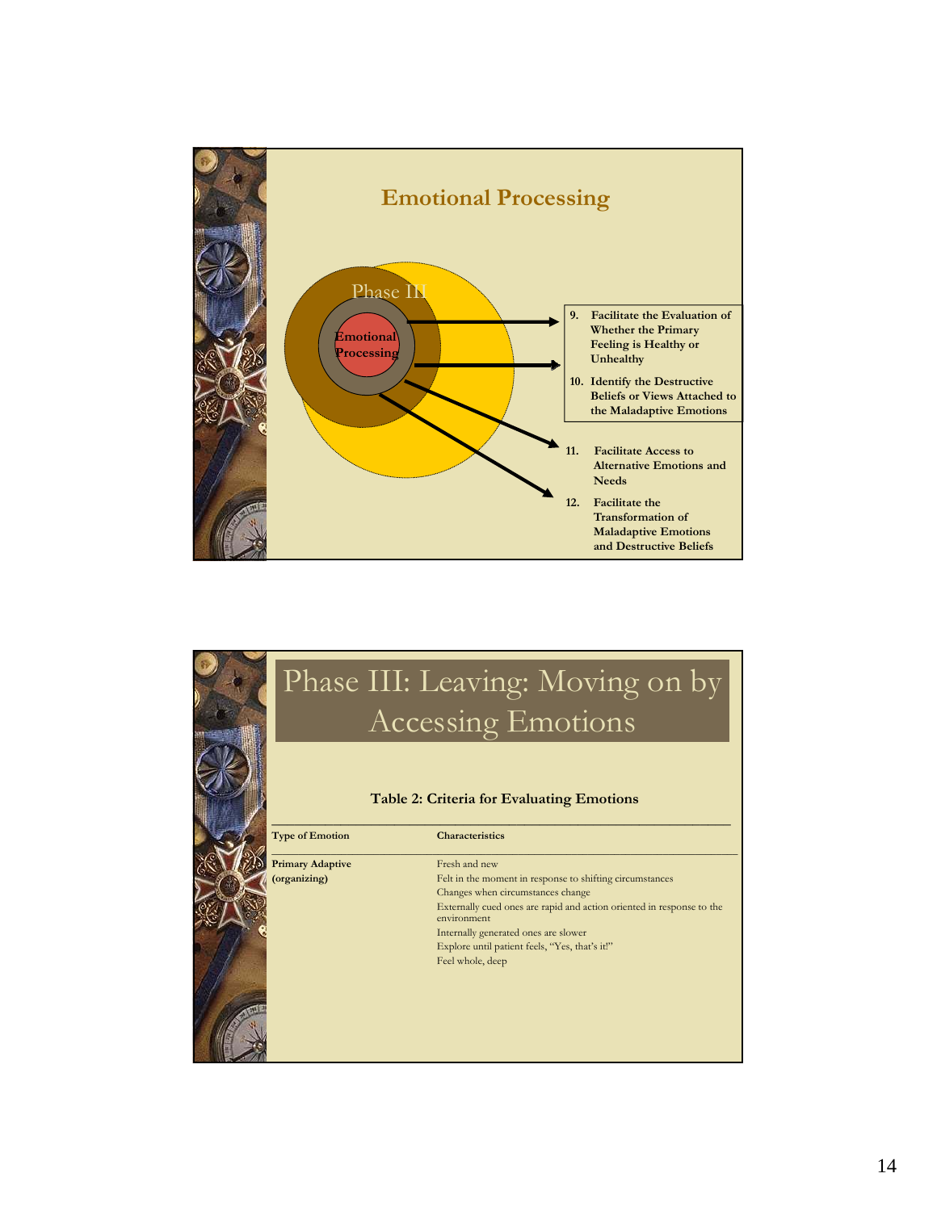## Emotional Processing

Phase III

Emotional Processing

9. Facilitate the Evaluation of Whether the Primary Feeling is Healthy or Unhealthy

10. Identify the Destructive Beliefs or Views Attached to the Maladaptive Emotions

11. Facilitate Access to Alternative Emotions and Needs

12. Facilitate the Transformation of Maladaptive Emotions and Destructive Beliefs

## Phase III: Leaving: Moving on by Accessing Emotions

**Table 2: Criteria for Evaluating Emotions**

| Type of Emotion | Characteristics |
|---|---|
| **Primary Adaptive (organizing)** | Fresh and new |
| | Felt in the moment in response to shifting circumstances |
| | Changes when circumstances change |
| | Externally cued ones are rapid and action oriented in response to the environment |
| | Internally generated ones are slower |
| | Explore until patient feels, "Yes, that's it!" |
| | Feel whole, deep |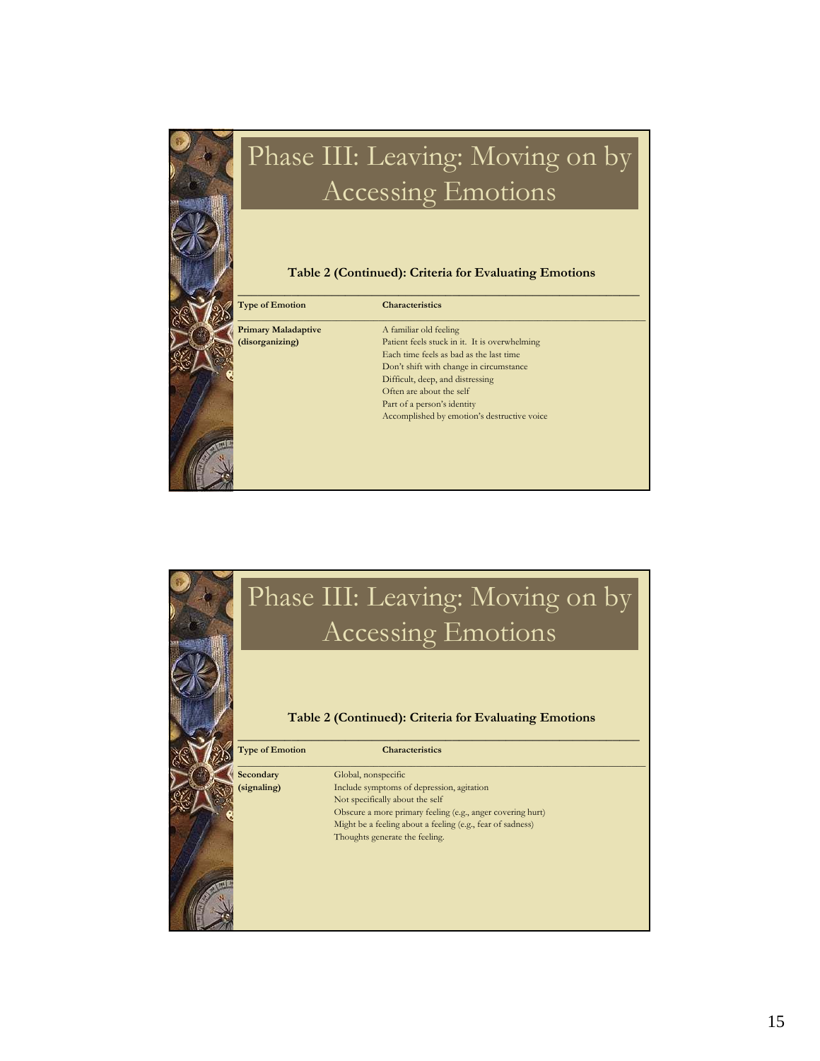# Phase III: Leaving: Moving on by Accessing Emotions

**Table 2 (Continued): Criteria for Evaluating Emotions**

| Type of Emotion | Characteristics |
|---|---|
| **Primary Maladaptive (disorganizing)** | A familiar old feeling<br>Patient feels stuck in it. It is overwhelming<br>Each time feels as bad as the last time<br>Don't shift with change in circumstance<br>Difficult, deep, and distressing<br>Often are about the self<br>Part of a person's identity<br>Accomplished by emotion's destructive voice |

# Phase III: Leaving: Moving on by Accessing Emotions

**Table 2 (Continued): Criteria for Evaluating Emotions**

| Type of Emotion | Characteristics |
|---|---|
| **Secondary (signaling)** | Global, nonspecific<br>Include symptoms of depression, agitation<br>Not specifically about the self<br>Obscure a more primary feeling (e.g., anger covering hurt)<br>Might be a feeling about a feeling (e.g., fear of sadness)<br>Thoughts generate the feeling. |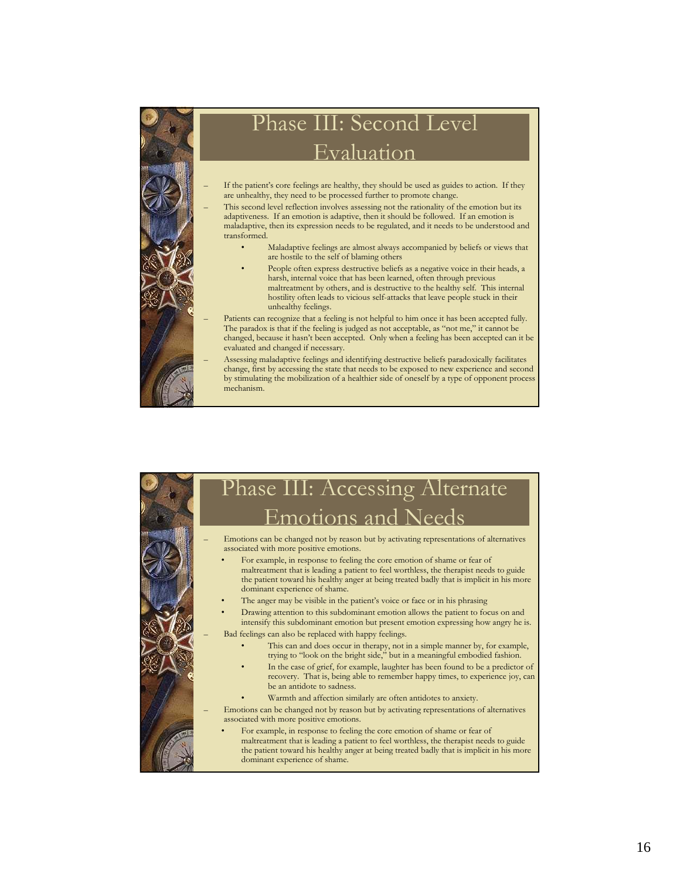## Phase III: Second Level Evaluation

- If the patient's core feelings are healthy, they should be used as guides to action. If they are unhealthy, they need to be processed further to promote change.
- This second level reflection involves assessing not the rationality of the emotion but its adaptiveness. If an emotion is adaptive, then it should be followed. If an emotion is maladaptive, then its expression needs to be regulated, and it needs to be understood and transformed.
  - Maladaptive feelings are almost always accompanied by beliefs or views that are hostile to the self of blaming others
  - People often express destructive beliefs as a negative voice in their heads, a harsh, internal voice that has been learned, often through previous maltreatment by others, and is destructive to the healthy self. This internal hostility often leads to vicious self-attacks that leave people stuck in their unhealthy feelings.
- Patients can recognize that a feeling is not helpful to him once it has been accepted fully. The paradox is that if the feeling is judged as not acceptable, as "not me," it cannot be changed, because it hasn't been accepted. Only when a feeling has been accepted can it be evaluated and changed if necessary.
- Assessing maladaptive feelings and identifying destructive beliefs paradoxically facilitates change, first by accessing the state that needs to be exposed to new experience and second by stimulating the mobilization of a healthier side of oneself by a type of opponent process mechanism.

## Phase III: Accessing Alternate Emotions and Needs

- Emotions can be changed not by reason but by activating representations of alternatives associated with more positive emotions.
  - For example, in response to feeling the core emotion of shame or fear of maltreatment that is leading a patient to feel worthless, the therapist needs to guide the patient toward his healthy anger at being treated badly that is implicit in his more dominant experience of shame.
  - The anger may be visible in the patient's voice or face or in his phrasing
  - Drawing attention to this subdominant emotion allows the patient to focus on and intensify this subdominant emotion but present emotion expressing how angry he is.
- Bad feelings can also be replaced with happy feelings.
  - This can and does occur in therapy, not in a simple manner by, for example, trying to "look on the bright side," but in a meaningful embodied fashion.
  - In the case of grief, for example, laughter has been found to be a predictor of recovery. That is, being able to remember happy times, to experience joy, can be an antidote to sadness.
  - Warmth and affection similarly are often antidotes to anxiety.
- Emotions can be changed not by reason but by activating representations of alternatives associated with more positive emotions.
  - For example, in response to feeling the core emotion of shame or fear of maltreatment that is leading a patient to feel worthless, the therapist needs to guide the patient toward his healthy anger at being treated badly that is implicit in his more dominant experience of shame.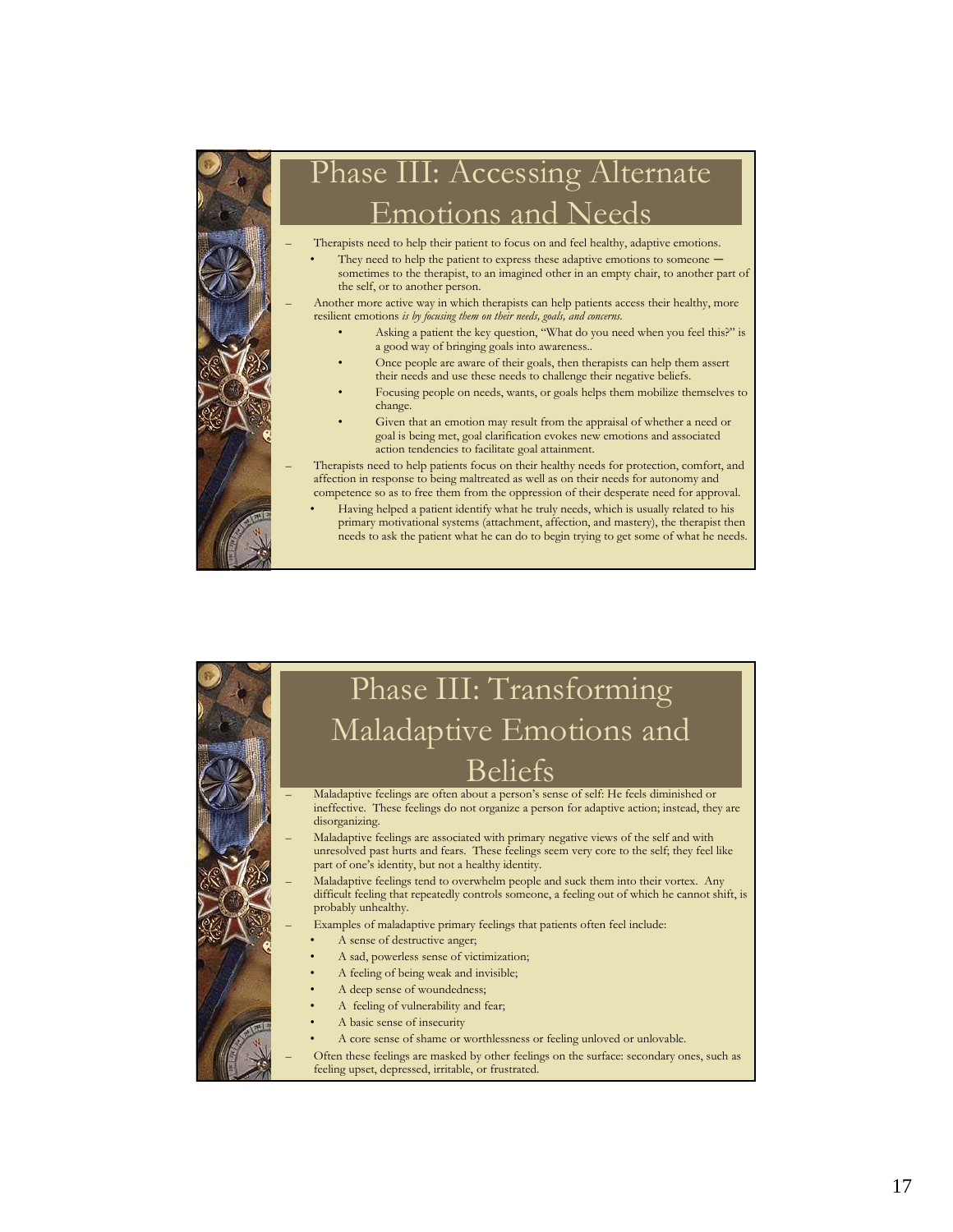## Phase III: Accessing Alternate Emotions and Needs

- Therapists need to help their patient to focus on and feel healthy, adaptive emotions.
  - They need to help the patient to express these adaptive emotions to someone — sometimes to the therapist, to an imagined other in an empty chair, to another part of the self, or to another person.
- Another more active way in which therapists can help patients access their healthy, more resilient emotions *is by focusing them on their needs, goals, and concerns.*
  - Asking a patient the key question, "What do you need when you feel this?" is a good way of bringing goals into awareness..
  - Once people are aware of their goals, then therapists can help them assert their needs and use these needs to challenge their negative beliefs.
  - Focusing people on needs, wants, or goals helps them mobilize themselves to change.
  - Given that an emotion may result from the appraisal of whether a need or goal is being met, goal clarification evokes new emotions and associated action tendencies to facilitate goal attainment.
- Therapists need to help patients focus on their healthy needs for protection, comfort, and affection in response to being maltreated as well as on their needs for autonomy and competence so as to free them from the oppression of their desperate need for approval.
  - Having helped a patient identify what he truly needs, which is usually related to his primary motivational systems (attachment, affection, and mastery), the therapist then needs to ask the patient what he can do to begin trying to get some of what he needs.

## Phase III: Transforming Maladaptive Emotions and Beliefs

- Maladaptive feelings are often about a person's sense of self: He feels diminished or ineffective. These feelings do not organize a person for adaptive action; instead, they are disorganizing.
- Maladaptive feelings are associated with primary negative views of the self and with unresolved past hurts and fears. These feelings seem very core to the self; they feel like part of one's identity, but not a healthy identity.
- Maladaptive feelings tend to overwhelm people and suck them into their vortex. Any difficult feeling that repeatedly controls someone, a feeling out of which he cannot shift, is probably unhealthy.
- Examples of maladaptive primary feelings that patients often feel include:
  - A sense of destructive anger;
  - A sad, powerless sense of victimization;
  - A feeling of being weak and invisible;
  - A deep sense of woundedness;
  - A feeling of vulnerability and fear;
  - A basic sense of insecurity
  - A core sense of shame or worthlessness or feeling unloved or unlovable.
- Often these feelings are masked by other feelings on the surface: secondary ones, such as feeling upset, depressed, irritable, or frustrated.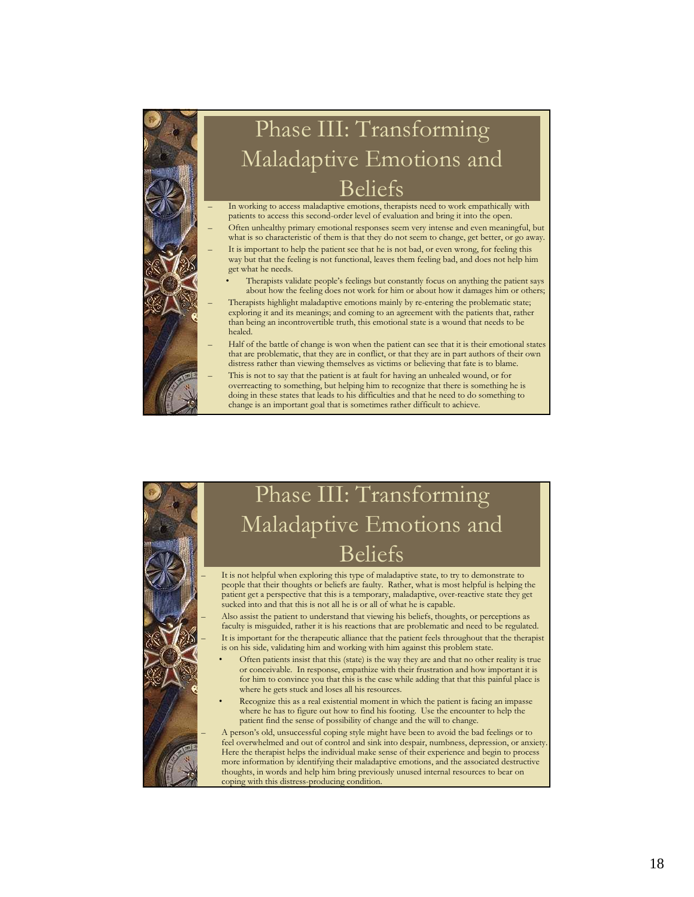## Phase III: Transforming Maladaptive Emotions and Beliefs

- In working to access maladaptive emotions, therapists need to work empathically with patients to access this second-order level of evaluation and bring it into the open.
- Often unhealthy primary emotional responses seem very intense and even meaningful, but what is so characteristic of them is that they do not seem to change, get better, or go away.
- It is important to help the patient see that he is not bad, or even wrong, for feeling this way but that the feeling is not functional, leaves them feeling bad, and does not help him get what he needs.
  - Therapists validate people's feelings but constantly focus on anything the patient says about how the feeling does not work for him or about how it damages him or others;
- Therapists highlight maladaptive emotions mainly by re-entering the problematic state; exploring it and its meanings; and coming to an agreement with the patients that, rather than being an incontrovertible truth, this emotional state is a wound that needs to be healed.
- Half of the battle of change is won when the patient can see that it is their emotional states that are problematic, that they are in conflict, or that they are in part authors of their own distress rather than viewing themselves as victims or believing that fate is to blame.
- This is not to say that the patient is at fault for having an unhealed wound, or for overreacting to something, but helping him to recognize that there is something he is doing in these states that leads to his difficulties and that he need to do something to change is an important goal that is sometimes rather difficult to achieve.

## Phase III: Transforming Maladaptive Emotions and Beliefs

- It is not helpful when exploring this type of maladaptive state, to try to demonstrate to people that their thoughts or beliefs are faulty. Rather, what is most helpful is helping the patient get a perspective that this is a temporary, maladaptive, over-reactive state they get sucked into and that this is not all he is or all of what he is capable.
- Also assist the patient to understand that viewing his beliefs, thoughts, or perceptions as faulty is misguided, rather it is his reactions that are problematic and need to be regulated.
- It is important for the therapeutic alliance that the patient feels throughout that the therapist is on his side, validating him and working with him against this problem state.
  - Often patients insist that this (state) is the way they are and that no other reality is true or conceivable. In response, empathize with their frustration and how important it is for him to convince you that this is the case while adding that that this painful place is where he gets stuck and loses all his resources.
  - Recognize this as a real existential moment in which the patient is facing an impasse where he has to figure out how to find his footing. Use the encounter to help the patient find the sense of possibility of change and the will to change.
- A person's old, unsuccessful coping style might have been to avoid the bad feelings or to feel overwhelmed and out of control and sink into despair, numbness, depression, or anxiety. Here the therapist helps the individual make sense of their experience and begin to process more information by identifying their maladaptive emotions, and the associated destructive thoughts, in words and help him bring previously unused internal resources to bear on coping with this distress-producing condition.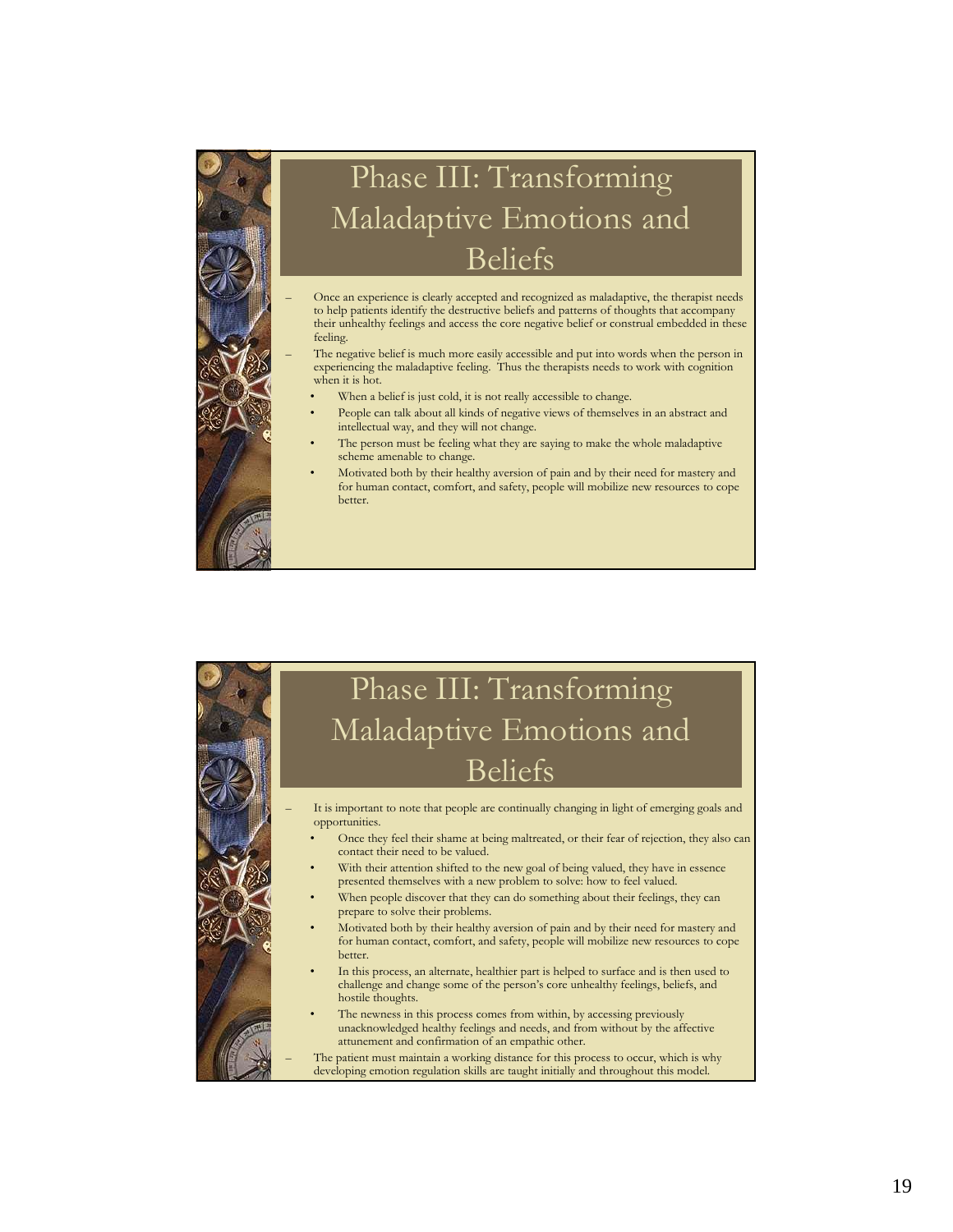## Phase III: Transforming Maladaptive Emotions and Beliefs

- Once an experience is clearly accepted and recognized as maladaptive, the therapist needs to help patients identify the destructive beliefs and patterns of thoughts that accompany their unhealthy feelings and access the core negative belief or construal embedded in these feeling.
- The negative belief is much more easily accessible and put into words when the person in experiencing the maladaptive feeling. Thus the therapists needs to work with cognition when it is hot.
  - When a belief is just cold, it is not really accessible to change.
  - People can talk about all kinds of negative views of themselves in an abstract and intellectual way, and they will not change.
  - The person must be feeling what they are saying to make the whole maladaptive scheme amenable to change.
  - Motivated both by their healthy aversion of pain and by their need for mastery and for human contact, comfort, and safety, people will mobilize new resources to cope better.

## Phase III: Transforming Maladaptive Emotions and Beliefs

- It is important to note that people are continually changing in light of emerging goals and opportunities.
  - Once they feel their shame at being maltreated, or their fear of rejection, they also can contact their need to be valued.
  - With their attention shifted to the new goal of being valued, they have in essence presented themselves with a new problem to solve: how to feel valued.
  - When people discover that they can do something about their feelings, they can prepare to solve their problems.
  - Motivated both by their healthy aversion of pain and by their need for mastery and for human contact, comfort, and safety, people will mobilize new resources to cope better.
  - In this process, an alternate, healthier part is helped to surface and is then used to challenge and change some of the person's core unhealthy feelings, beliefs, and hostile thoughts.
  - The newness in this process comes from within, by accessing previously unacknowledged healthy feelings and needs, and from without by the affective attunement and confirmation of an empathic other.
- The patient must maintain a working distance for this process to occur, which is why developing emotion regulation skills are taught initially and throughout this model.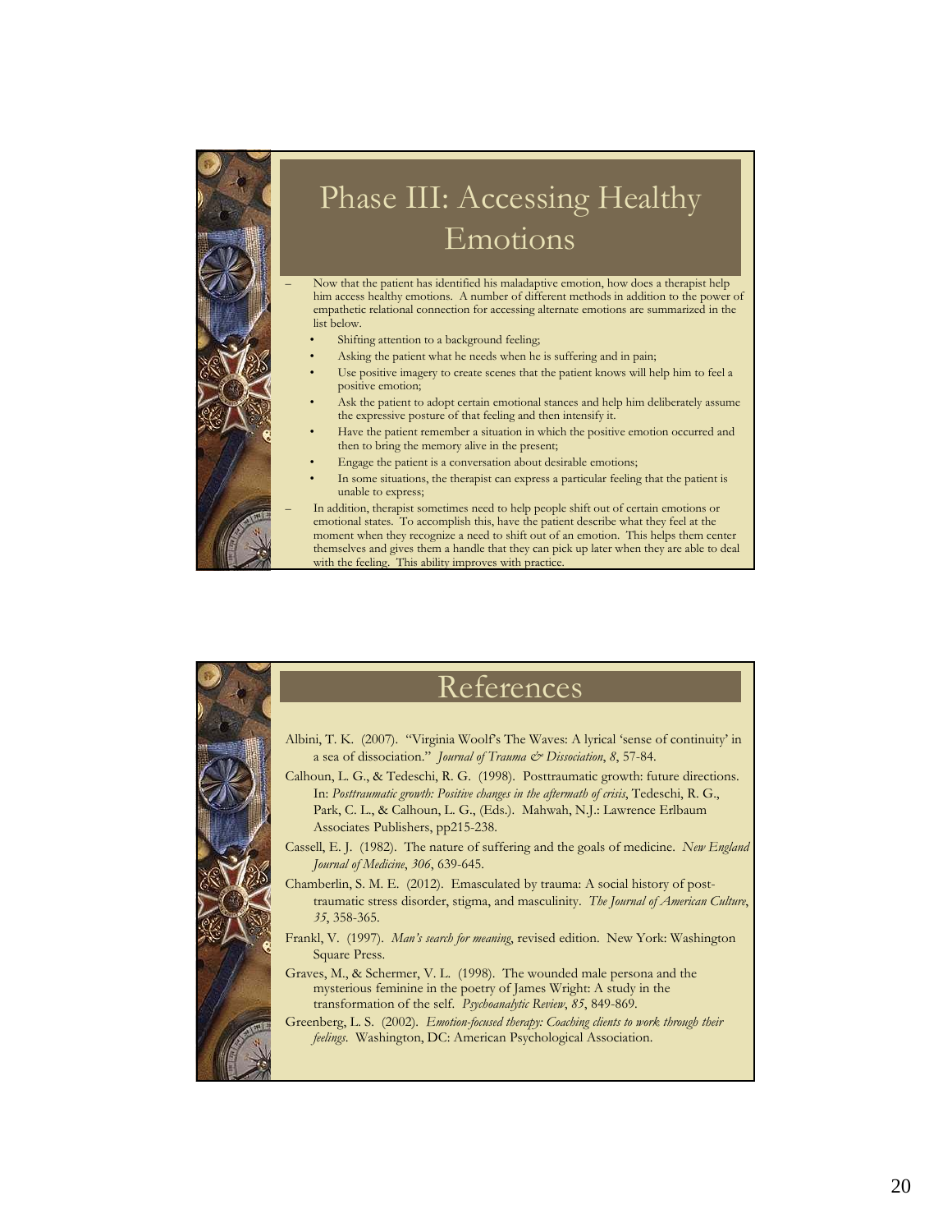## Phase III: Accessing Healthy Emotions

- Now that the patient has identified his maladaptive emotion, how does a therapist help him access healthy emotions. A number of different methods in addition to the power of empathetic relational connection for accessing alternate emotions are summarized in the list below.
  - Shifting attention to a background feeling;
  - Asking the patient what he needs when he is suffering and in pain;
  - Use positive imagery to create scenes that the patient knows will help him to feel a positive emotion;
  - Ask the patient to adopt certain emotional stances and help him deliberately assume the expressive posture of that feeling and then intensify it.
  - Have the patient remember a situation in which the positive emotion occurred and then to bring the memory alive in the present;
  - Engage the patient is a conversation about desirable emotions;
  - In some situations, the therapist can express a particular feeling that the patient is unable to express;
- In addition, therapist sometimes need to help people shift out of certain emotions or emotional states. To accomplish this, have the patient describe what they feel at the moment when they recognize a need to shift out of an emotion. This helps them center themselves and gives them a handle that they can pick up later when they are able to deal with the feeling. This ability improves with practice.

## References

Albini, T. K. (2007). "Virginia Woolf's The Waves: A lyrical 'sense of continuity' in a sea of dissociation." *Journal of Trauma & Dissociation*, *8*, 57-84.

Calhoun, L. G., & Tedeschi, R. G. (1998). Posttraumatic growth: future directions. In: *Posttraumatic growth: Positive changes in the aftermath of crisis*, Tedeschi, R. G., Park, C. L., & Calhoun, L. G., (Eds.). Mahwah, N.J.: Lawrence Erlbaum Associates Publishers, pp215-238.

Cassell, E. J. (1982). The nature of suffering and the goals of medicine. *New England Journal of Medicine*, *306*, 639-645.

Chamberlin, S. M. E. (2012). Emasculated by trauma: A social history of post-traumatic stress disorder, stigma, and masculinity. *The Journal of American Culture*, *35*, 358-365.

Frankl, V. (1997). *Man's search for meaning*, revised edition. New York: Washington Square Press.

Graves, M., & Schermer, V. L. (1998). The wounded male persona and the mysterious feminine in the poetry of James Wright: A study in the transformation of the self. *Psychoanalytic Review*, *85*, 849-869.

Greenberg, L. S. (2002). *Emotion-focused therapy: Coaching clients to work through their feelings*. Washington, DC: American Psychological Association.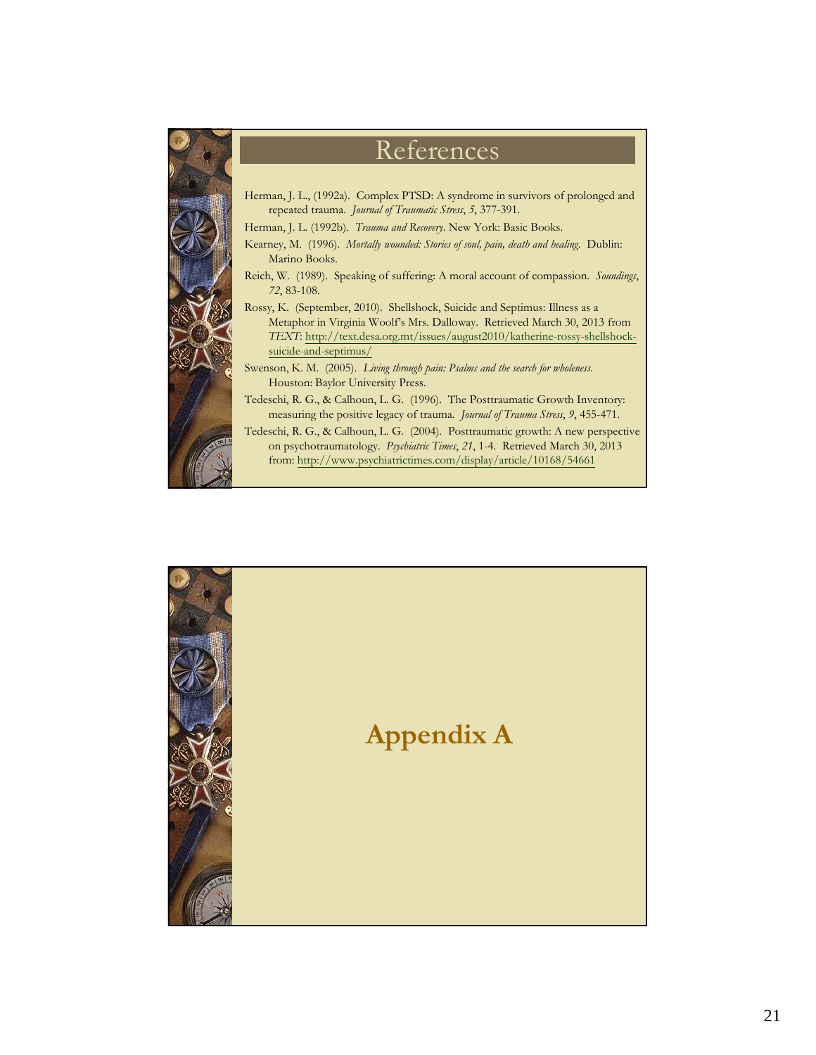# References

Herman, J. L., (1992a). Complex PTSD: A syndrome in survivors of prolonged and repeated trauma. *Journal of Traumatic Stress*, *5*, 377-391.

Herman, J. L. (1992b). *Trauma and Recovery*. New York: Basic Books.

Kearney, M. (1996). *Mortally wounded: Stories of soul, pain, death and healing*. Dublin: Marino Books.

Reich, W. (1989). Speaking of suffering: A moral account of compassion. *Soundings*, *72*, 83-108.

Rossy, K. (September, 2010). Shellshock, Suicide and Septimus: Illness as a Metaphor in Virginia Woolf's Mrs. Dalloway. Retrieved March 30, 2013 from *TEXT*: http://text.desa.org.mt/issues/august2010/katherine-rossy-shellshock-suicide-and-septimus/

Swenson, K. M. (2005). *Living through pain: Psalms and the search for wholeness*. Houston: Baylor University Press.

Tedeschi, R. G., & Calhoun, L. G. (1996). The Posttraumatic Growth Inventory: measuring the positive legacy of trauma. *Journal of Trauma Stress*, *9*, 455-471.

Tedeschi, R. G., & Calhoun, L. G. (2004). Posttraumatic growth: A new perspective on psychotraumatology. *Psychiatric Times*, *21*, 1-4. Retrieved March 30, 2013 from: http://www.psychiatrictimes.com/display/article/10168/54661

# Appendix A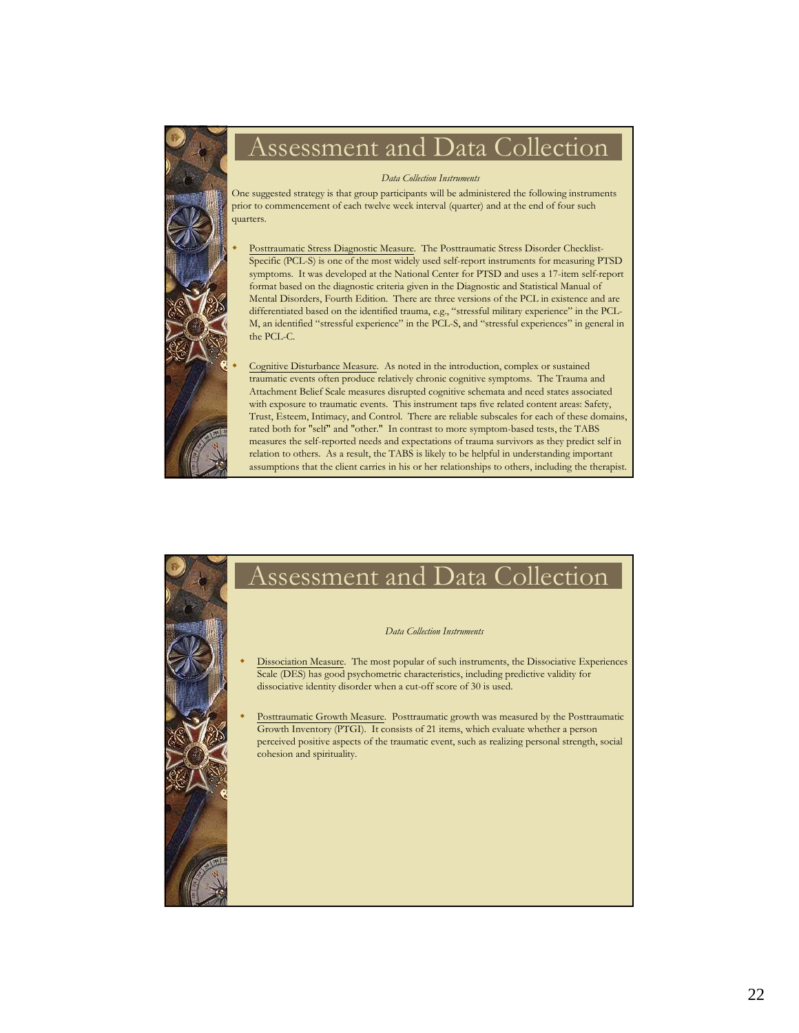# Assessment and Data Collection

*Data Collection Instruments*

One suggested strategy is that group participants will be administered the following instruments prior to commencement of each twelve week interval (quarter) and at the end of four such quarters.

- Posttraumatic Stress Diagnostic Measure. The Posttraumatic Stress Disorder Checklist-Specific (PCL-S) is one of the most widely used self-report instruments for measuring PTSD symptoms. It was developed at the National Center for PTSD and uses a 17-item self-report format based on the diagnostic criteria given in the Diagnostic and Statistical Manual of Mental Disorders, Fourth Edition. There are three versions of the PCL in existence and are differentiated based on the identified trauma, e.g., "stressful military experience" in the PCL-M, an identified "stressful experience" in the PCL-S, and "stressful experiences" in general in the PCL-C.

- Cognitive Disturbance Measure. As noted in the introduction, complex or sustained traumatic events often produce relatively chronic cognitive symptoms. The Trauma and Attachment Belief Scale measures disrupted cognitive schemata and need states associated with exposure to traumatic events. This instrument taps five related content areas: Safety, Trust, Esteem, Intimacy, and Control. There are reliable subscales for each of these domains, rated both for "self" and "other." In contrast to more symptom-based tests, the TABS measures the self-reported needs and expectations of trauma survivors as they predict self in relation to others. As a result, the TABS is likely to be helpful in understanding important assumptions that the client carries in his or her relationships to others, including the therapist.

# Assessment and Data Collection

*Data Collection Instruments*

- Dissociation Measure. The most popular of such instruments, the Dissociative Experiences Scale (DES) has good psychometric characteristics, including predictive validity for dissociative identity disorder when a cut-off score of 30 is used.

- Posttraumatic Growth Measure. Posttraumatic growth was measured by the Posttraumatic Growth Inventory (PTGI). It consists of 21 items, which evaluate whether a person perceived positive aspects of the traumatic event, such as realizing personal strength, social cohesion and spirituality.